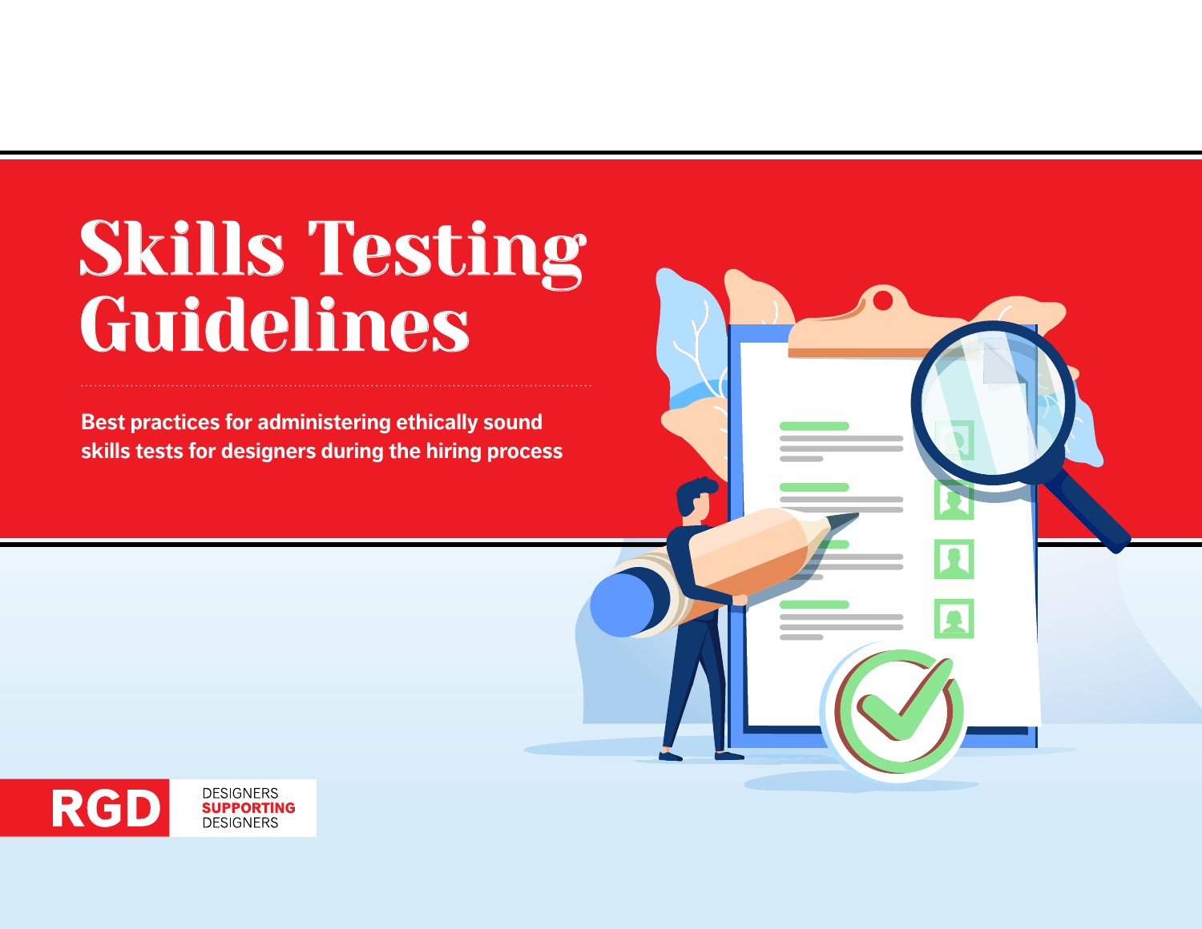# Skills Testing Guidelines

**Best practices for administering ethically sound skills tests for designers during the hiring process**

RGD

DESIGNERS
**SUPPORTING**
DESIGNERS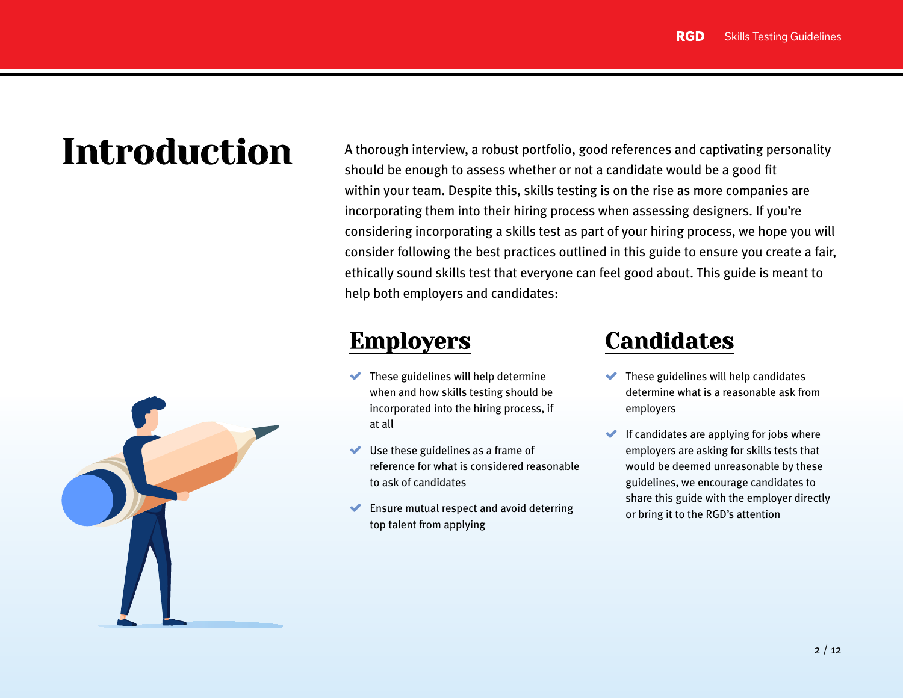# Introduction

A thorough interview, a robust portfolio, good references and captivating personality should be enough to assess whether or not a candidate would be a good fit within your team. Despite this, skills testing is on the rise as more companies are incorporating them into their hiring process when assessing designers. If you're considering incorporating a skills test as part of your hiring process, we hope you will consider following the best practices outlined in this guide to ensure you create a fair, ethically sound skills test that everyone can feel good about. This guide is meant to help both employers and candidates:

## Employers

- These guidelines will help determine when and how skills testing should be incorporated into the hiring process, if at all
- Use these guidelines as a frame of reference for what is considered reasonable to ask of candidates
- Ensure mutual respect and avoid deterring top talent from applying

## Candidates

- These guidelines will help candidates determine what is a reasonable ask from employers
- If candidates are applying for jobs where employers are asking for skills tests that would be deemed unreasonable by these guidelines, we encourage candidates to share this guide with the employer directly or bring it to the RGD's attention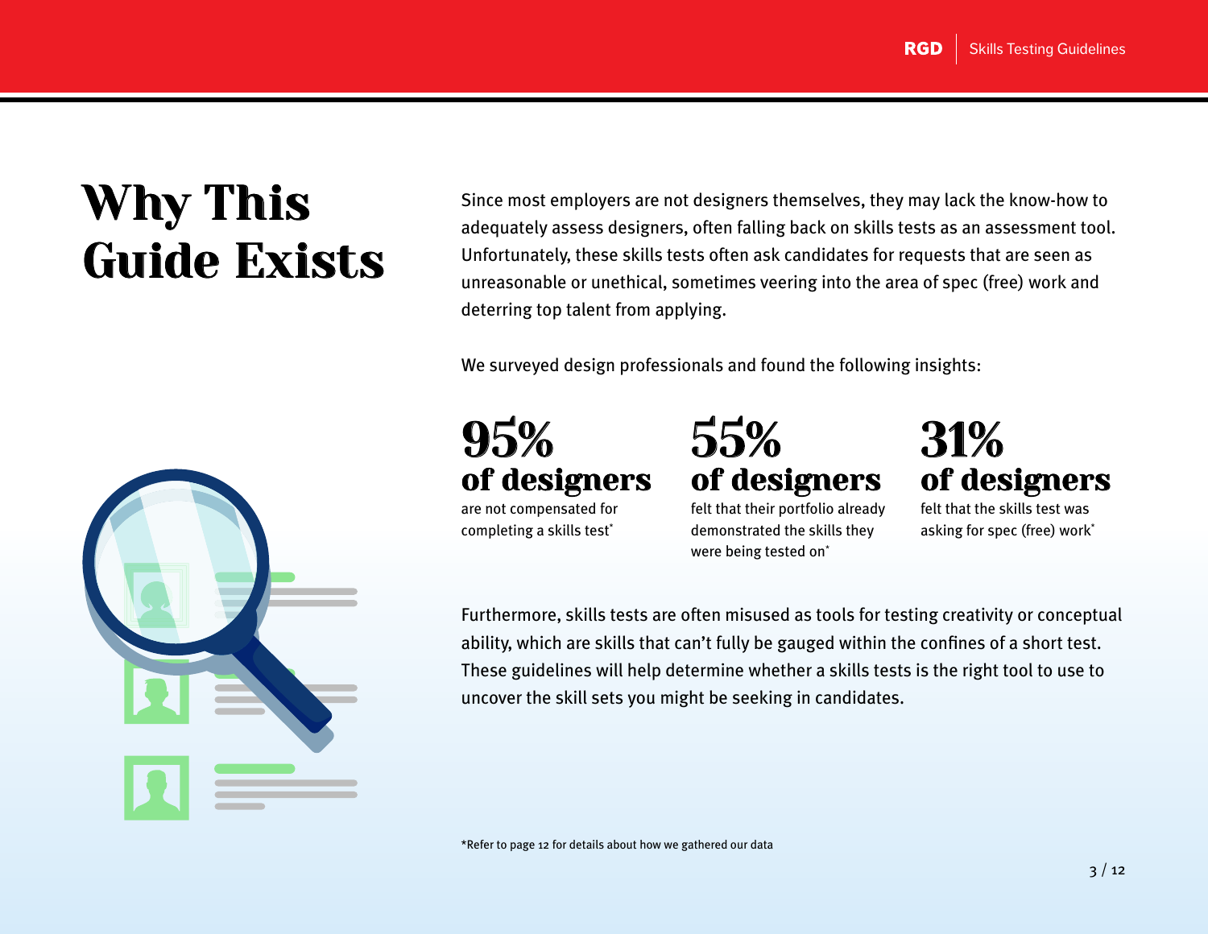# Why This Guide Exists

Since most employers are not designers themselves, they may lack the know-how to adequately assess designers, often falling back on skills tests as an assessment tool. Unfortunately, these skills tests often ask candidates for requests that are seen as unreasonable or unethical, sometimes veering into the area of spec (free) work and deterring top talent from applying.

We surveyed design professionals and found the following insights:

**95%**
**of designers**
are not compensated for completing a skills test*

**55%**
**of designers**
felt that their portfolio already demonstrated the skills they were being tested on*

**31%**
**of designers**
felt that the skills test was asking for spec (free) work*

Furthermore, skills tests are often misused as tools for testing creativity or conceptual ability, which are skills that can't fully be gauged within the confines of a short test. These guidelines will help determine whether a skills tests is the right tool to use to uncover the skill sets you might be seeking in candidates.

*Refer to page 12 for details about how we gathered our data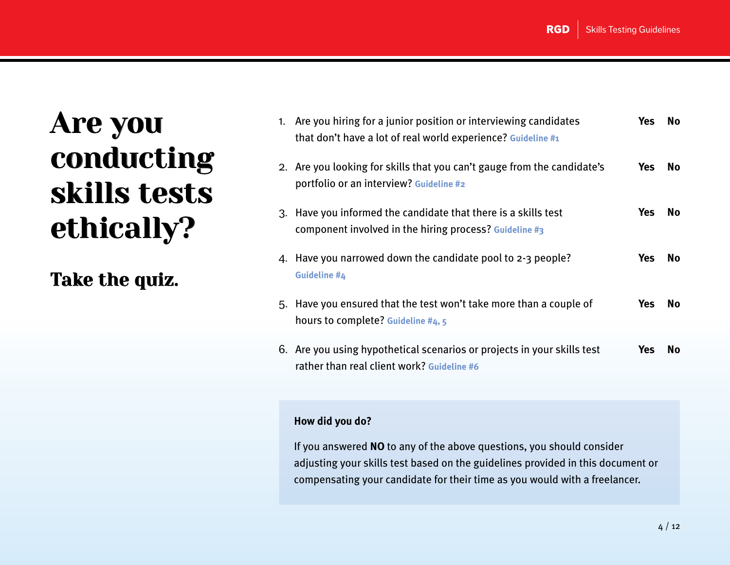# Are you conducting skills tests ethically?

## Take the quiz.

1. Are you hiring for a junior position or interviewing candidates that don't have a lot of real world experience? **Guideline #1** — **Yes** **No**
2. Are you looking for skills that you can't gauge from the candidate's portfolio or an interview? **Guideline #2** — **Yes** **No**
3. Have you informed the candidate that there is a skills test component involved in the hiring process? **Guideline #3** — **Yes** **No**
4. Have you narrowed down the candidate pool to 2-3 people? **Guideline #4** — **Yes** **No**
5. Have you ensured that the test won't take more than a couple of hours to complete? **Guideline #4, 5** — **Yes** **No**
6. Are you using hypothetical scenarios or projects in your skills test rather than real client work? **Guideline #6** — **Yes** **No**

**How did you do?**

If you answered **NO** to any of the above questions, you should consider adjusting your skills test based on the guidelines provided in this document or compensating your candidate for their time as you would with a freelancer.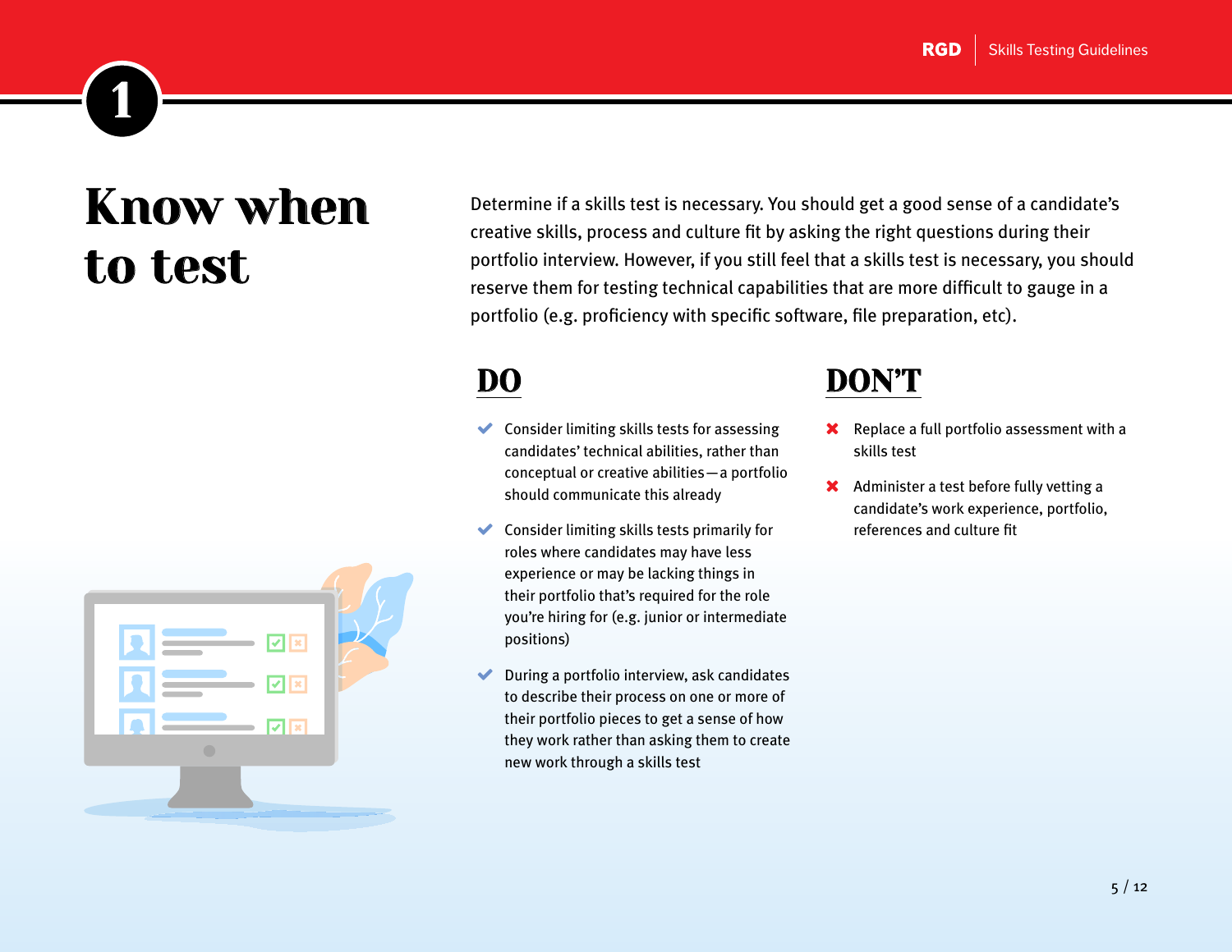# 1

# Know when to test

Determine if a skills test is necessary. You should get a good sense of a candidate's creative skills, process and culture fit by asking the right questions during their portfolio interview. However, if you still feel that a skills test is necessary, you should reserve them for testing technical capabilities that are more difficult to gauge in a portfolio (e.g. proficiency with specific software, file preparation, etc).

## DO

- ✔ Consider limiting skills tests for assessing candidates' technical abilities, rather than conceptual or creative abilities—a portfolio should communicate this already
- ✔ Consider limiting skills tests primarily for roles where candidates may have less experience or may be lacking things in their portfolio that's required for the role you're hiring for (e.g. junior or intermediate positions)
- ✔ During a portfolio interview, ask candidates to describe their process on one or more of their portfolio pieces to get a sense of how they work rather than asking them to create new work through a skills test

## DON'T

- ✖ Replace a full portfolio assessment with a skills test
- ✖ Administer a test before fully vetting a candidate's work experience, portfolio, references and culture fit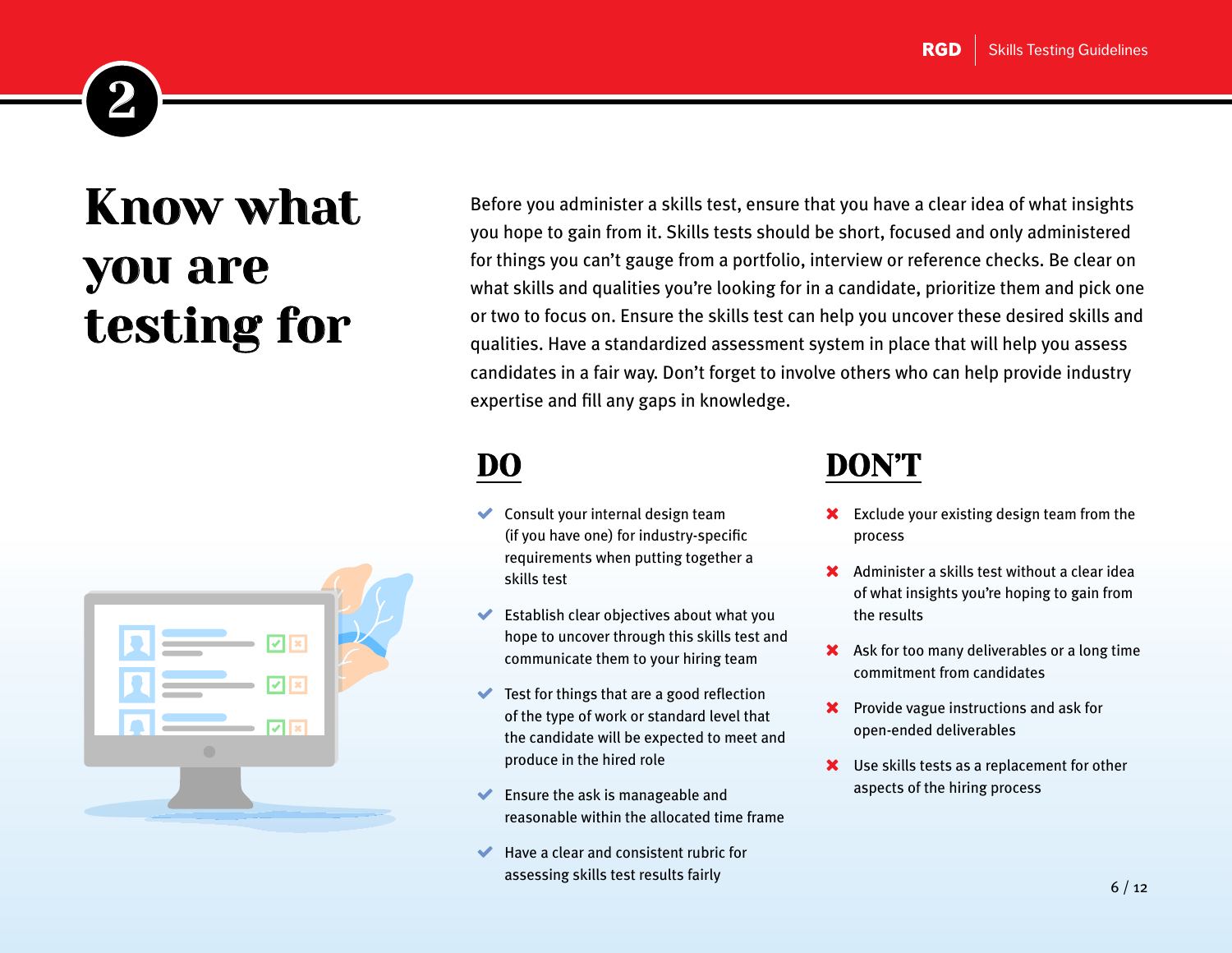## 2

# Know what you are testing for

Before you administer a skills test, ensure that you have a clear idea of what insights you hope to gain from it. Skills tests should be short, focused and only administered for things you can't gauge from a portfolio, interview or reference checks. Be clear on what skills and qualities you're looking for in a candidate, prioritize them and pick one or two to focus on. Ensure the skills test can help you uncover these desired skills and qualities. Have a standardized assessment system in place that will help you assess candidates in a fair way. Don't forget to involve others who can help provide industry expertise and fill any gaps in knowledge.

## DO

- ✔ Consult your internal design team (if you have one) for industry-specific requirements when putting together a skills test
- ✔ Establish clear objectives about what you hope to uncover through this skills test and communicate them to your hiring team
- ✔ Test for things that are a good reflection of the type of work or standard level that the candidate will be expected to meet and produce in the hired role
- ✔ Ensure the ask is manageable and reasonable within the allocated time frame
- ✔ Have a clear and consistent rubric for assessing skills test results fairly

## DON'T

- ✖ Exclude your existing design team from the process
- ✖ Administer a skills test without a clear idea of what insights you're hoping to gain from the results
- ✖ Ask for too many deliverables or a long time commitment from candidates
- ✖ Provide vague instructions and ask for open-ended deliverables
- ✖ Use skills tests as a replacement for other aspects of the hiring process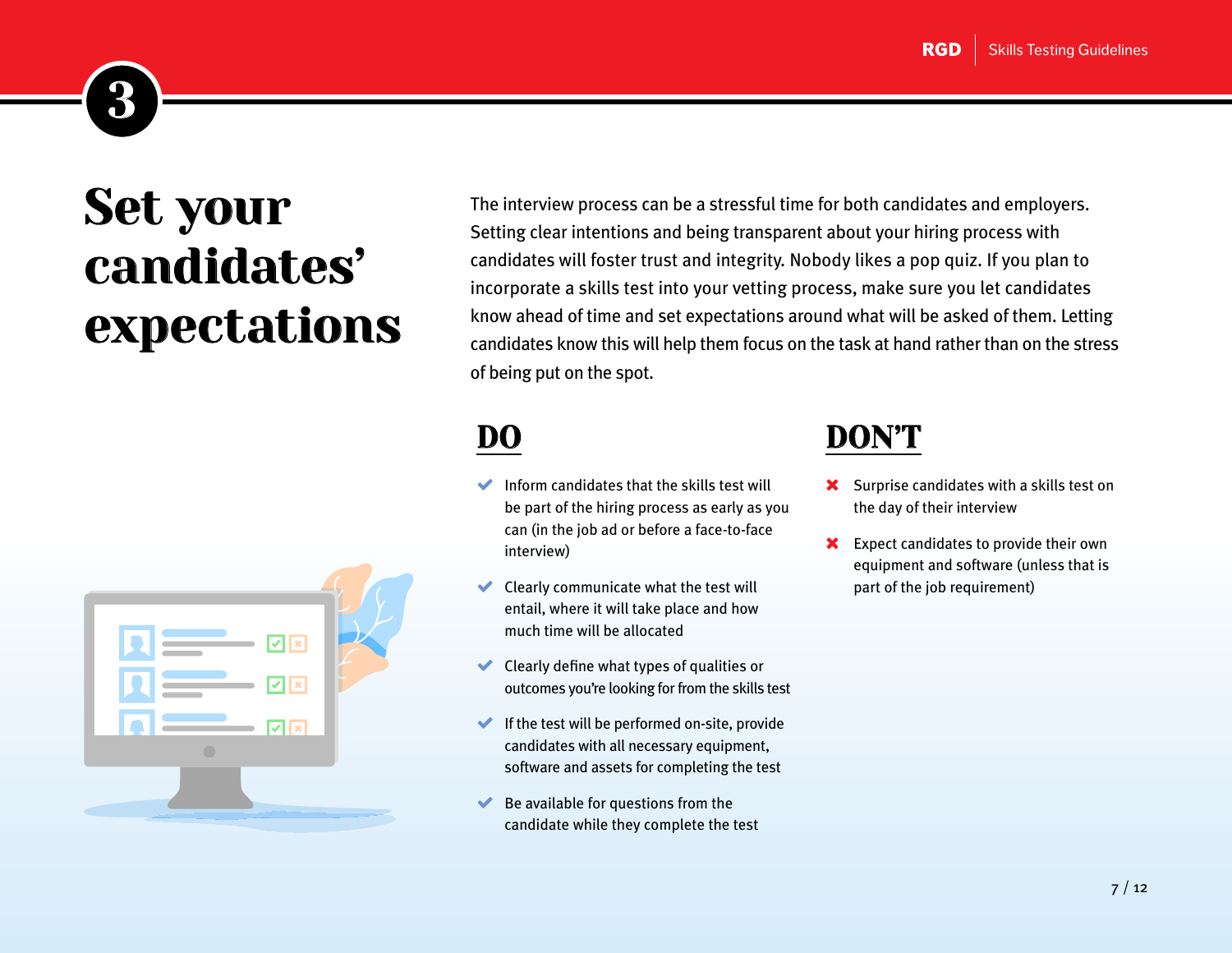# 3

# Set your candidates' expectations

The interview process can be a stressful time for both candidates and employers. Setting clear intentions and being transparent about your hiring process with candidates will foster trust and integrity. Nobody likes a pop quiz. If you plan to incorporate a skills test into your vetting process, make sure you let candidates know ahead of time and set expectations around what will be asked of them. Letting candidates know this will help them focus on the task at hand rather than on the stress of being put on the spot.

## DO

- Inform candidates that the skills test will be part of the hiring process as early as you can (in the job ad or before a face-to-face interview)
- Clearly communicate what the test will entail, where it will take place and how much time will be allocated
- Clearly define what types of qualities or outcomes you're looking for from the skills test
- If the test will be performed on-site, provide candidates with all necessary equipment, software and assets for completing the test
- Be available for questions from the candidate while they complete the test

## DON'T

- Surprise candidates with a skills test on the day of their interview
- Expect candidates to provide their own equipment and software (unless that is part of the job requirement)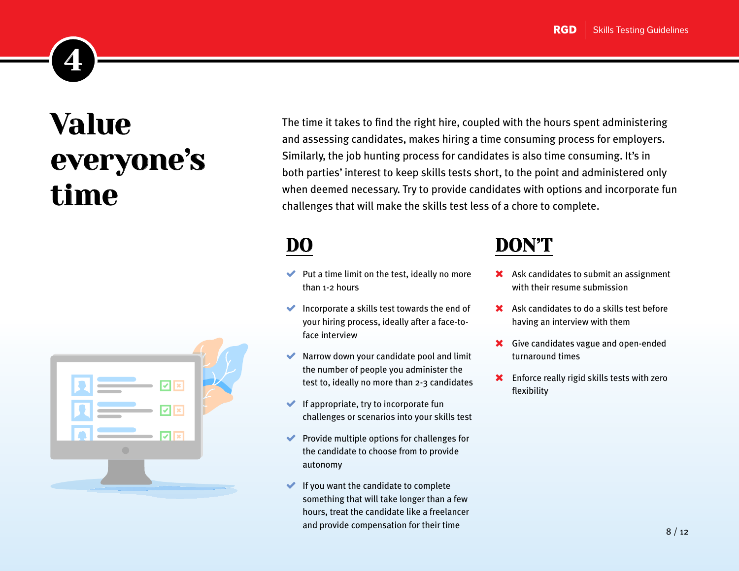# 4

# Value everyone's time

The time it takes to find the right hire, coupled with the hours spent administering and assessing candidates, makes hiring a time consuming process for employers. Similarly, the job hunting process for candidates is also time consuming. It's in both parties' interest to keep skills tests short, to the point and administered only when deemed necessary. Try to provide candidates with options and incorporate fun challenges that will make the skills test less of a chore to complete.

## DO

- ✔ Put a time limit on the test, ideally no more than 1-2 hours
- ✔ Incorporate a skills test towards the end of your hiring process, ideally after a face-to-face interview
- ✔ Narrow down your candidate pool and limit the number of people you administer the test to, ideally no more than 2-3 candidates
- ✔ If appropriate, try to incorporate fun challenges or scenarios into your skills test
- ✔ Provide multiple options for challenges for the candidate to choose from to provide autonomy
- ✔ If you want the candidate to complete something that will take longer than a few hours, treat the candidate like a freelancer and provide compensation for their time

## DON'T

- ✖ Ask candidates to submit an assignment with their resume submission
- ✖ Ask candidates to do a skills test before having an interview with them
- ✖ Give candidates vague and open-ended turnaround times
- ✖ Enforce really rigid skills tests with zero flexibility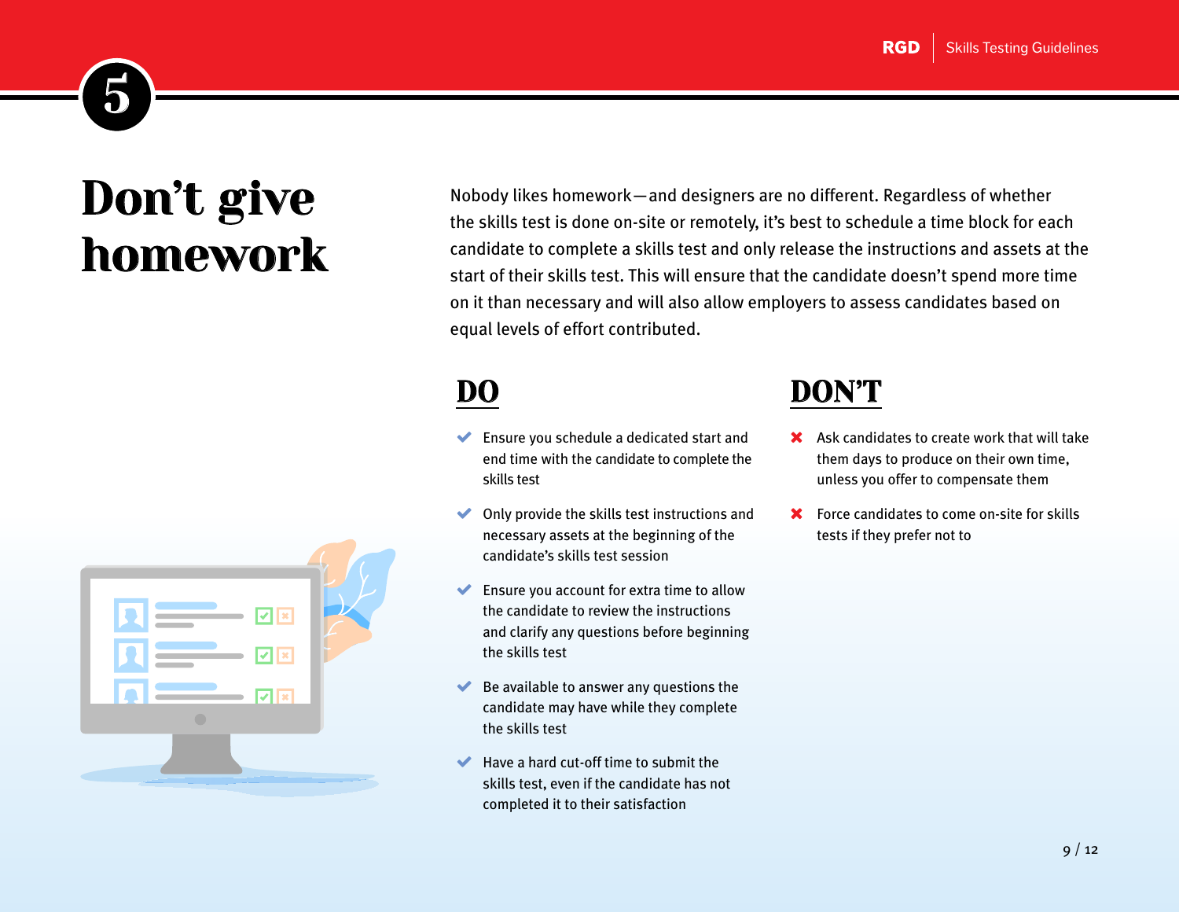# 5

# Don't give homework

Nobody likes homework—and designers are no different. Regardless of whether the skills test is done on-site or remotely, it's best to schedule a time block for each candidate to complete a skills test and only release the instructions and assets at the start of their skills test. This will ensure that the candidate doesn't spend more time on it than necessary and will also allow employers to assess candidates based on equal levels of effort contributed.

## DO

- ✔ Ensure you schedule a dedicated start and end time with the candidate to complete the skills test
- ✔ Only provide the skills test instructions and necessary assets at the beginning of the candidate's skills test session
- ✔ Ensure you account for extra time to allow the candidate to review the instructions and clarify any questions before beginning the skills test
- ✔ Be available to answer any questions the candidate may have while they complete the skills test
- ✔ Have a hard cut-off time to submit the skills test, even if the candidate has not completed it to their satisfaction

## DON'T

- ✖ Ask candidates to create work that will take them days to produce on their own time, unless you offer to compensate them
- ✖ Force candidates to come on-site for skills tests if they prefer not to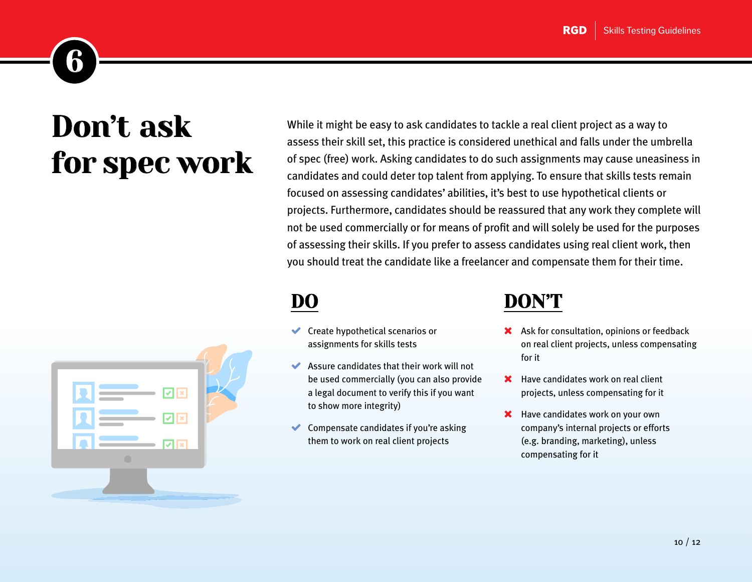# 6

# Don't ask for spec work

While it might be easy to ask candidates to tackle a real client project as a way to assess their skill set, this practice is considered unethical and falls under the umbrella of spec (free) work. Asking candidates to do such assignments may cause uneasiness in candidates and could deter top talent from applying. To ensure that skills tests remain focused on assessing candidates' abilities, it's best to use hypothetical clients or projects. Furthermore, candidates should be reassured that any work they complete will not be used commercially or for means of profit and will solely be used for the purposes of assessing their skills. If you prefer to assess candidates using real client work, then you should treat the candidate like a freelancer and compensate them for their time.

## DO

- ✔ Create hypothetical scenarios or assignments for skills tests
- ✔ Assure candidates that their work will not be used commercially (you can also provide a legal document to verify this if you want to show more integrity)
- ✔ Compensate candidates if you're asking them to work on real client projects

## DON'T

- ✖ Ask for consultation, opinions or feedback on real client projects, unless compensating for it
- ✖ Have candidates work on real client projects, unless compensating for it
- ✖ Have candidates work on your own company's internal projects or efforts (e.g. branding, marketing), unless compensating for it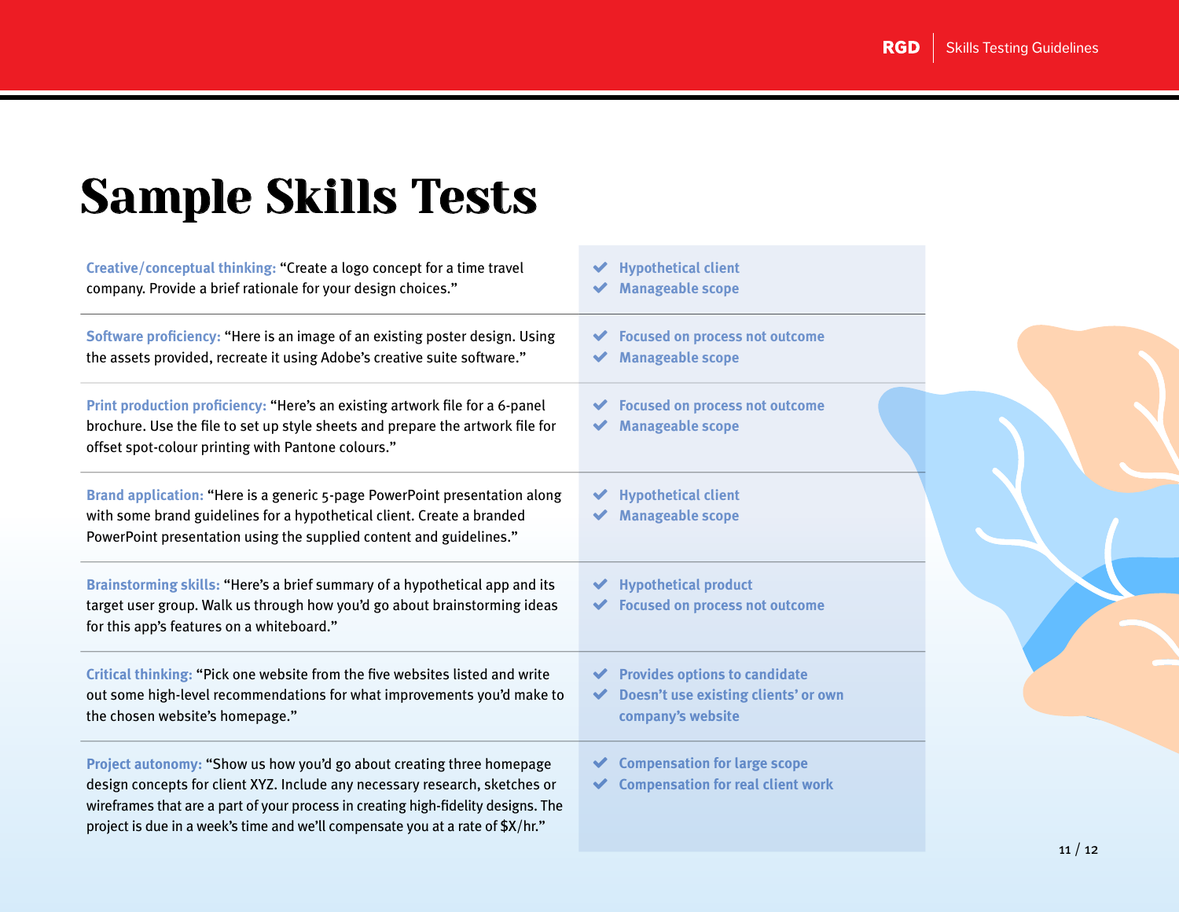# Sample Skills Tests

| Test | Criteria |
|---|---|
| **Creative/conceptual thinking:** "Create a logo concept for a time travel company. Provide a brief rationale for your design choices." | ✔ Hypothetical client<br>✔ Manageable scope |
| **Software proficiency:** "Here is an image of an existing poster design. Using the assets provided, recreate it using Adobe's creative suite software." | ✔ Focused on process not outcome<br>✔ Manageable scope |
| **Print production proficiency:** "Here's an existing artwork file for a 6-panel brochure. Use the file to set up style sheets and prepare the artwork file for offset spot-colour printing with Pantone colours." | ✔ Focused on process not outcome<br>✔ Manageable scope |
| **Brand application:** "Here is a generic 5-page PowerPoint presentation along with some brand guidelines for a hypothetical client. Create a branded PowerPoint presentation using the supplied content and guidelines." | ✔ Hypothetical client<br>✔ Manageable scope |
| **Brainstorming skills:** "Here's a brief summary of a hypothetical app and its target user group. Walk us through how you'd go about brainstorming ideas for this app's features on a whiteboard." | ✔ Hypothetical product<br>✔ Focused on process not outcome |
| **Critical thinking:** "Pick one website from the five websites listed and write out some high-level recommendations for what improvements you'd make to the chosen website's homepage." | ✔ Provides options to candidate<br>✔ Doesn't use existing clients' or own company's website |
| **Project autonomy:** "Show us how you'd go about creating three homepage design concepts for client XYZ. Include any necessary research, sketches or wireframes that are a part of your process in creating high-fidelity designs. The project is due in a week's time and we'll compensate you at a rate of $X/hr." | ✔ Compensation for large scope<br>✔ Compensation for real client work |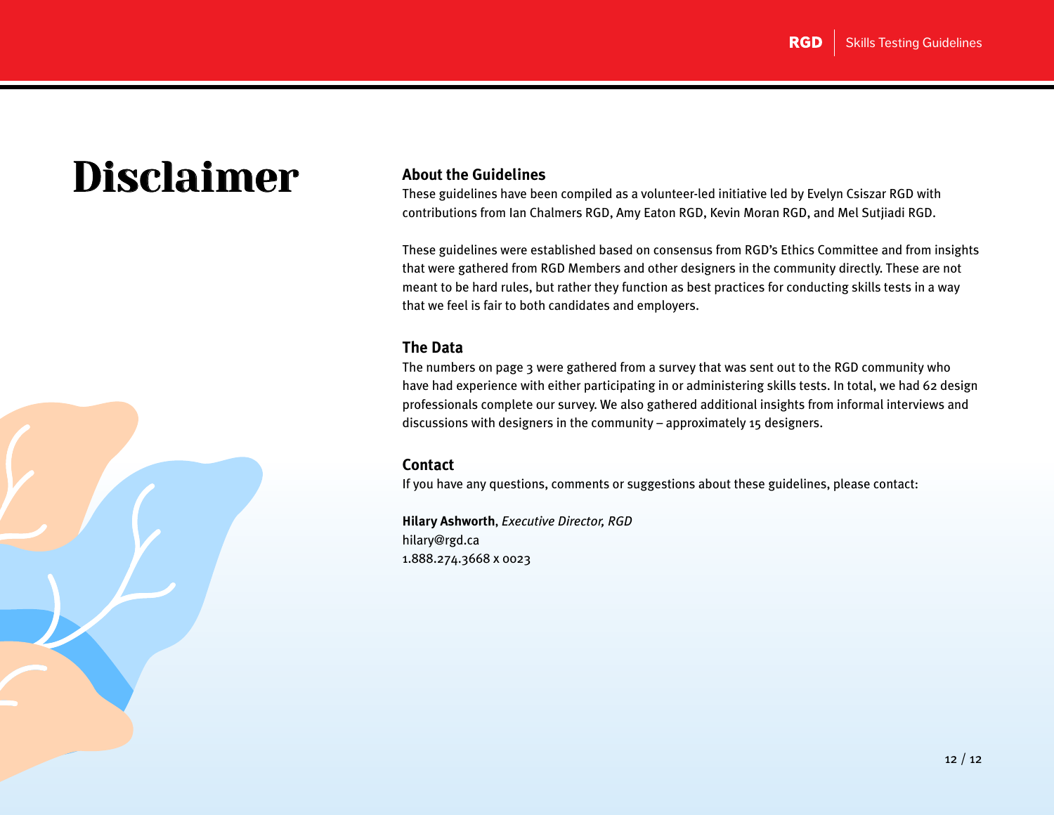# Disclaimer

## About the Guidelines

These guidelines have been compiled as a volunteer-led initiative led by Evelyn Csiszar RGD with contributions from Ian Chalmers RGD, Amy Eaton RGD, Kevin Moran RGD, and Mel Sutjiadi RGD.

These guidelines were established based on consensus from RGD's Ethics Committee and from insights that were gathered from RGD Members and other designers in the community directly. These are not meant to be hard rules, but rather they function as best practices for conducting skills tests in a way that we feel is fair to both candidates and employers.

## The Data

The numbers on page 3 were gathered from a survey that was sent out to the RGD community who have had experience with either participating in or administering skills tests. In total, we had 62 design professionals complete our survey. We also gathered additional insights from informal interviews and discussions with designers in the community – approximately 15 designers.

## Contact

If you have any questions, comments or suggestions about these guidelines, please contact:

**Hilary Ashworth**, *Executive Director, RGD*
hilary@rgd.ca
1.888.274.3668 x 0023